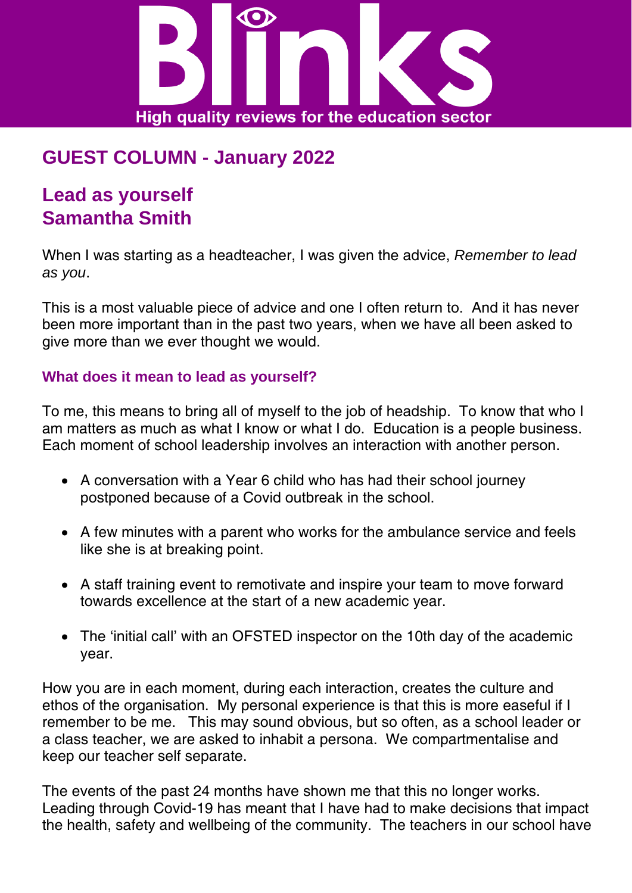# Blinks

High quality reviews for the education sector

## GUEST COLUMN - January 2022

## Lead as yourself
## Samantha Smith

When I was starting as a headteacher, I was given the advice, *Remember to lead as you*.

This is a most valuable piece of advice and one I often return to. And it has never been more important than in the past two years, when we have all been asked to give more than we ever thought we would.

### What does it mean to lead as yourself?

To me, this means to bring all of myself to the job of headship. To know that who I am matters as much as what I know or what I do. Education is a people business. Each moment of school leadership involves an interaction with another person.

- A conversation with a Year 6 child who has had their school journey postponed because of a Covid outbreak in the school.
- A few minutes with a parent who works for the ambulance service and feels like she is at breaking point.
- A staff training event to remotivate and inspire your team to move forward towards excellence at the start of a new academic year.
- The 'initial call' with an OFSTED inspector on the 10th day of the academic year.

How you are in each moment, during each interaction, creates the culture and ethos of the organisation. My personal experience is that this is more easeful if I remember to be me. This may sound obvious, but so often, as a school leader or a class teacher, we are asked to inhabit a persona. We compartmentalise and keep our teacher self separate.

The events of the past 24 months have shown me that this no longer works. Leading through Covid-19 has meant that I have had to make decisions that impact the health, safety and wellbeing of the community. The teachers in our school have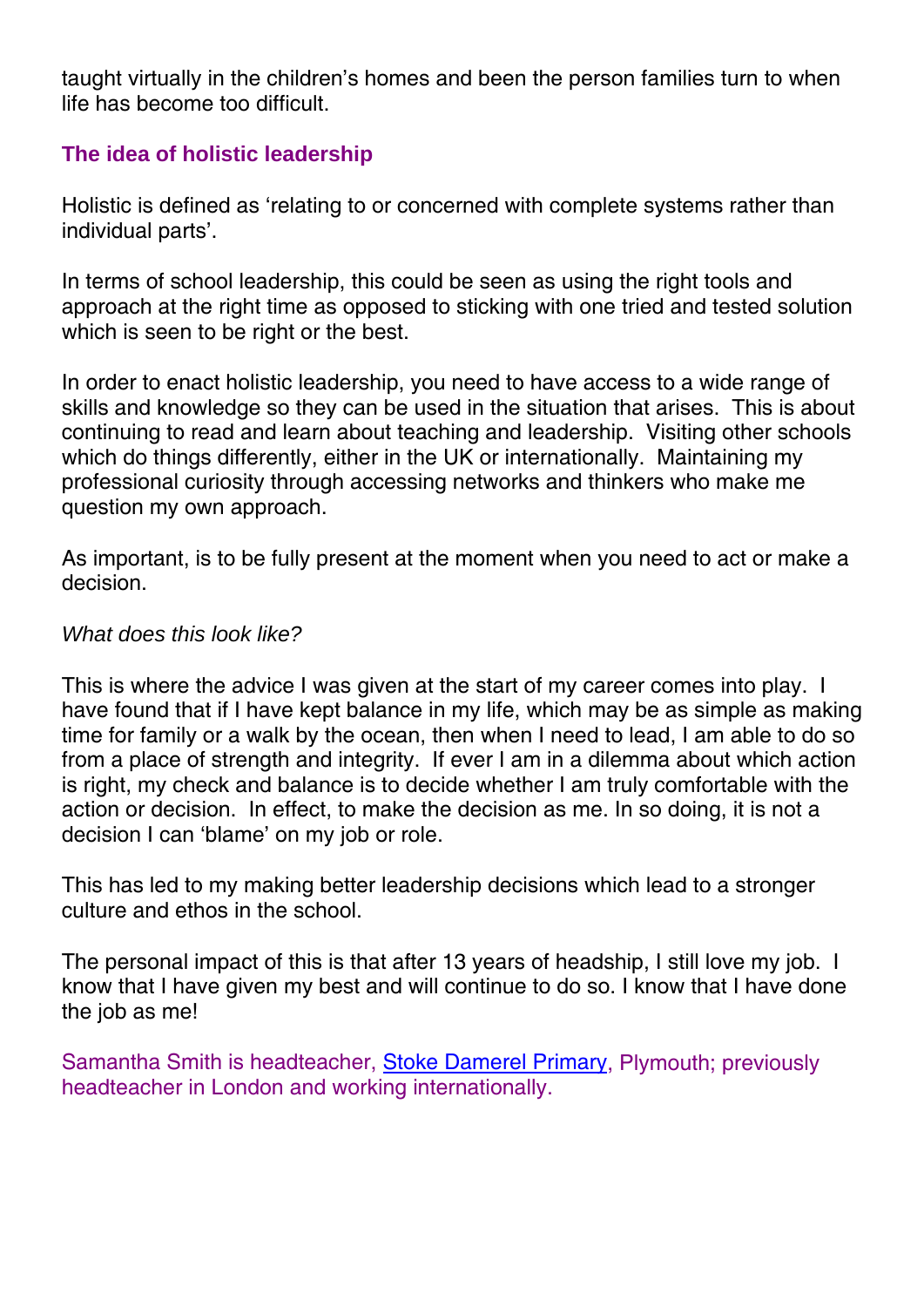taught virtually in the children's homes and been the person families turn to when life has become too difficult.

## The idea of holistic leadership

Holistic is defined as 'relating to or concerned with complete systems rather than individual parts'.

In terms of school leadership, this could be seen as using the right tools and approach at the right time as opposed to sticking with one tried and tested solution which is seen to be right or the best.

In order to enact holistic leadership, you need to have access to a wide range of skills and knowledge so they can be used in the situation that arises. This is about continuing to read and learn about teaching and leadership. Visiting other schools which do things differently, either in the UK or internationally. Maintaining my professional curiosity through accessing networks and thinkers who make me question my own approach.

As important, is to be fully present at the moment when you need to act or make a decision.

*What does this look like?*

This is where the advice I was given at the start of my career comes into play. I have found that if I have kept balance in my life, which may be as simple as making time for family or a walk by the ocean, then when I need to lead, I am able to do so from a place of strength and integrity. If ever I am in a dilemma about which action is right, my check and balance is to decide whether I am truly comfortable with the action or decision. In effect, to make the decision as me. In so doing, it is not a decision I can 'blame' on my job or role.

This has led to my making better leadership decisions which lead to a stronger culture and ethos in the school.

The personal impact of this is that after 13 years of headship, I still love my job. I know that I have given my best and will continue to do so. I know that I have done the job as me!

Samantha Smith is headteacher, [Stoke Damerel Primary](), Plymouth; previously headteacher in London and working internationally.